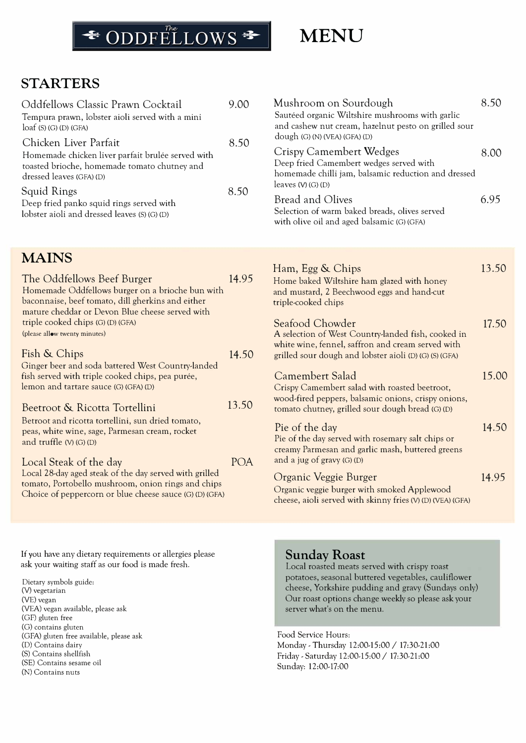# The ODDFELLOWS MENU

## STARTERS

**Oddfellows Classic Prawn Cocktail** 9.00
Tempura prawn, lobster aioli served with a mini loaf (S) (G) (D) (GFA)

**Chicken Liver Parfait** 8.50
Homemade chicken liver parfait brulée served with toasted brioche, homemade tomato chutney and dressed leaves (GFA) (D)

**Squid Rings** 8.50
Deep fried panko squid rings served with lobster aioli and dressed leaves (S) (G) (D)

**Mushroom on Sourdough** 8.50
Sautéed organic Wiltshire mushrooms with garlic and cashew nut cream, hazelnut pesto on grilled sour dough (G) (N) (VEA) (GFA) (D)

**Crispy Camembert Wedges** 8.00
Deep fried Camembert wedges served with homemade chilli jam, balsamic reduction and dressed leaves (V) (G) (D)

**Bread and Olives** 6.95
Selection of warm baked breads, olives served with olive oil and aged balsamic (G) (GFA)

## MAINS

**The Oddfellows Beef Burger** 14.95
Homemade Oddfellows burger on a brioche bun with baconnaise, beef tomato, dill gherkins and either mature cheddar or Devon Blue cheese served with triple cooked chips (G) (D) (GFA)
(please allow twenty minutes)

**Fish & Chips** 14.50
Ginger beer and soda battered West Country-landed fish served with triple cooked chips, pea purée, lemon and tartare sauce (G) (GFA) (D)

**Beetroot & Ricotta Tortellini** 13.50
Betroot and ricotta tortellini, sun dried tomato, peas, white wine, sage, Parmesan cream, rocket and truffle (V) (G) (D)

**Local Steak of the day** POA
Local 28-day aged steak of the day served with grilled tomato, Portobello mushroom, onion rings and chips Choice of peppercorn or blue cheese sauce (G) (D) (GFA)

**Ham, Egg & Chips** 13.50
Home baked Wiltshire ham glazed with honey and mustard, 2 Beechwood eggs and hand-cut triple-cooked chips

**Seafood Chowder** 17.50
A selection of West Country-landed fish, cooked in white wine, fennel, saffron and cream served with grilled sour dough and lobster aioli (D) (G) (S) (GFA)

**Camembert Salad** 15.00
Crispy Camembert salad with roasted beetroot, wood-fired peppers, balsamic onions, crispy onions, tomato chutney, grilled sour dough bread (G) (D)

**Pie of the day** 14.50
Pie of the day served with rosemary salt chips or creamy Parmesan and garlic mash, buttered greens and a jug of gravy (G) (D)

**Organic Veggie Burger** 14.95
Organic veggie burger with smoked Applewood cheese, aioli served with skinny fries (V) (D) (VEA) (GFA)

If you have any dietary requirements or allergies please ask your waiting staff as our food is made fresh.

Dietary symbols guide:
- (V) vegetarian
- (VE) vegan
- (VEA) vegan available, please ask
- (GF) gluten free
- (G) contains gluten
- (GFA) gluten free available, please ask
- (D) Contains dairy
- (S) Contains shellfish
- (SE) Contains sesame oil
- (N) Contains nuts

## Sunday Roast

Local roasted meats served with crispy roast potatoes, seasonal buttered vegetables, cauliflower cheese, Yorkshire pudding and gravy (Sundays only) Our roast options change weekly so please ask your server what's on the menu.

Food Service Hours:
Monday - Thursday 12:00-15:00 / 17:30-21:00
Friday - Saturday 12:00-15:00 / 17:30-21:00
Sunday: 12:00-17:00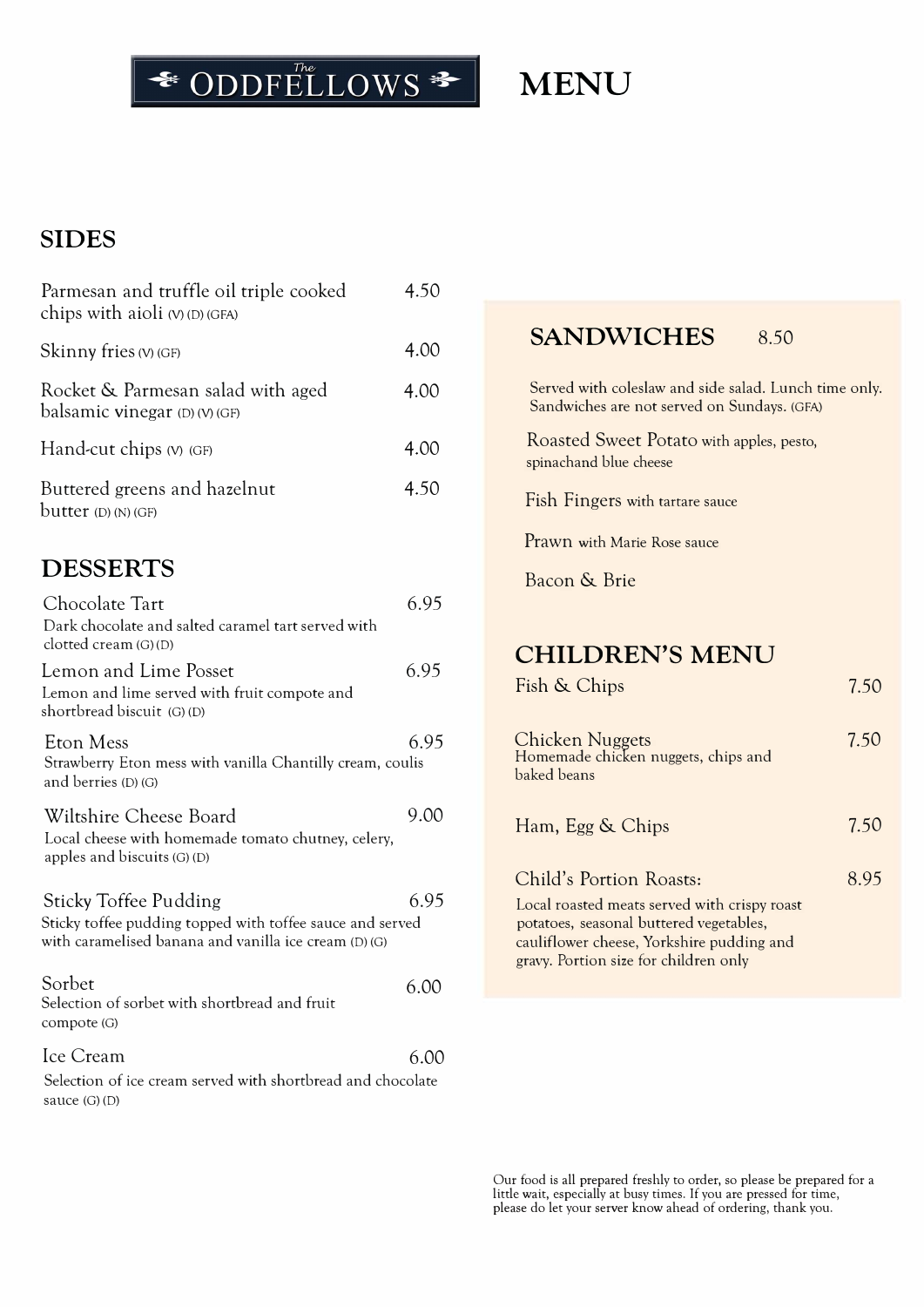# The ODDFELLOWS MENU

## SIDES

Parmesan and truffle oil triple cooked chips with aioli (V) (D) (GFA) 4.50

Skinny fries (V) (GF) 4.00

Rocket & Parmesan salad with aged balsamic vinegar (D) (V) (GF) 4.00

Hand-cut chips (V) (GF) 4.00

Buttered greens and hazelnut butter (D) (N) (GF) 4.50

## DESSERTS

**Chocolate Tart** 6.95
Dark chocolate and salted caramel tart served with clotted cream (G) (D)

**Lemon and Lime Posset** 6.95
Lemon and lime served with fruit compote and shortbread biscuit (G) (D)

**Eton Mess** 6.95
Strawberry Eton mess with vanilla Chantilly cream, coulis and berries (D) (G)

**Wiltshire Cheese Board** 9.00
Local cheese with homemade tomato chutney, celery, apples and biscuits (G) (D)

**Sticky Toffee Pudding** 6.95
Sticky toffee pudding topped with toffee sauce and served with caramelised banana and vanilla ice cream (D) (G)

**Sorbet** 6.00
Selection of sorbet with shortbread and fruit compote (G)

**Ice Cream** 6.00
Selection of ice cream served with shortbread and chocolate sauce (G) (D)

## SANDWICHES 8.50

Served with coleslaw and side salad. Lunch time only. Sandwiches are not served on Sundays. (GFA)

Roasted Sweet Potato with apples, pesto, spinachand blue cheese

Fish Fingers with tartare sauce

Prawn with Marie Rose sauce

Bacon & Brie

## CHILDREN'S MENU

**Fish & Chips** 7.50

**Chicken Nuggets** 7.50
Homemade chicken nuggets, chips and baked beans

**Ham, Egg & Chips** 7.50

**Child's Portion Roasts:** 8.95
Local roasted meats served with crispy roast potatoes, seasonal buttered vegetables, cauliflower cheese, Yorkshire pudding and gravy. Portion size for children only

Our food is all prepared freshly to order, so please be prepared for a little wait, especially at busy times. If you are pressed for time, please do let your server know ahead of ordering, thank you.